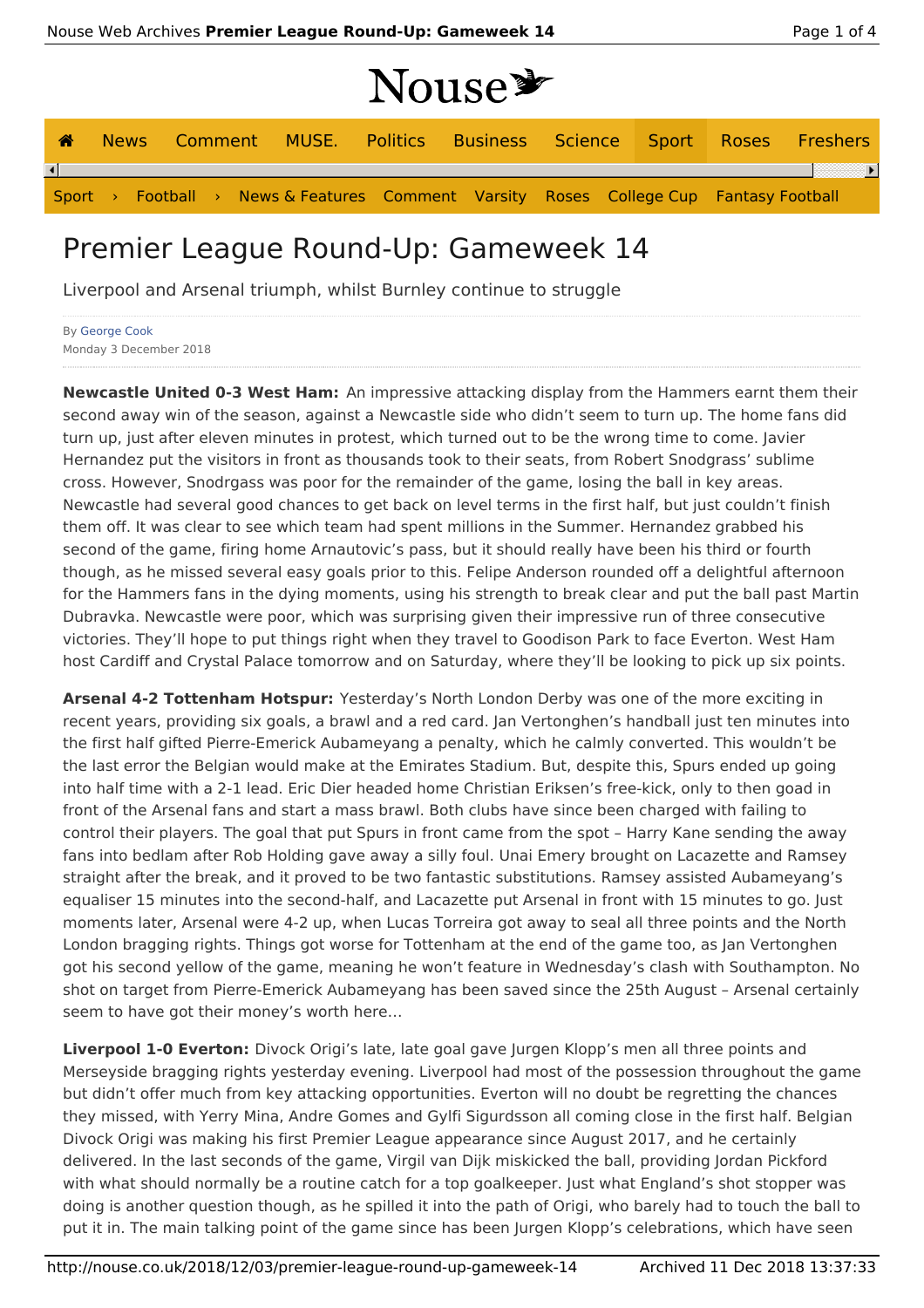# Premier League Round-Up: Gameweek 14

Liverpool and Arsenal triumph, whilst Burnley continue to struggle

By George Cook
Monday 3 December 2018

**Newcastle United 0-3 West Ham:** An impressive attacking display from the Hammers earnt them their second away win of the season, against a Newcastle side who didn't seem to turn up. The home fans did turn up, just after eleven minutes in protest, which turned out to be the wrong time to come. Javier Hernandez put the visitors in front as thousands took to their seats, from Robert Snodgrass' sublime cross. However, Snodrgass was poor for the remainder of the game, losing the ball in key areas. Newcastle had several good chances to get back on level terms in the first half, but just couldn't finish them off. It was clear to see which team had spent millions in the Summer. Hernandez grabbed his second of the game, firing home Arnautovic's pass, but it should really have been his third or fourth though, as he missed several easy goals prior to this. Felipe Anderson rounded off a delightful afternoon for the Hammers fans in the dying moments, using his strength to break clear and put the ball past Martin Dubravka. Newcastle were poor, which was surprising given their impressive run of three consecutive victories. They'll hope to put things right when they travel to Goodison Park to face Everton. West Ham host Cardiff and Crystal Palace tomorrow and on Saturday, where they'll be looking to pick up six points.

**Arsenal 4-2 Tottenham Hotspur:** Yesterday's North London Derby was one of the more exciting in recent years, providing six goals, a brawl and a red card. Jan Vertonghen's handball just ten minutes into the first half gifted Pierre-Emerick Aubameyang a penalty, which he calmly converted. This wouldn't be the last error the Belgian would make at the Emirates Stadium. But, despite this, Spurs ended up going into half time with a 2-1 lead. Eric Dier headed home Christian Eriksen's free-kick, only to then goad in front of the Arsenal fans and start a mass brawl. Both clubs have since been charged with failing to control their players. The goal that put Spurs in front came from the spot – Harry Kane sending the away fans into bedlam after Rob Holding gave away a silly foul. Unai Emery brought on Lacazette and Ramsey straight after the break, and it proved to be two fantastic substitutions. Ramsey assisted Aubameyang's equaliser 15 minutes into the second-half, and Lacazette put Arsenal in front with 15 minutes to go. Just moments later, Arsenal were 4-2 up, when Lucas Torreira got away to seal all three points and the North London bragging rights. Things got worse for Tottenham at the end of the game too, as Jan Vertonghen got his second yellow of the game, meaning he won't feature in Wednesday's clash with Southampton. No shot on target from Pierre-Emerick Aubameyang has been saved since the 25th August – Arsenal certainly seem to have got their money's worth here…

**Liverpool 1-0 Everton:** Divock Origi's late, late goal gave Jurgen Klopp's men all three points and Merseyside bragging rights yesterday evening. Liverpool had most of the possession throughout the game but didn't offer much from key attacking opportunities. Everton will no doubt be regretting the chances they missed, with Yerry Mina, Andre Gomes and Gylfi Sigurdsson all coming close in the first half. Belgian Divock Origi was making his first Premier League appearance since August 2017, and he certainly delivered. In the last seconds of the game, Virgil van Dijk miskicked the ball, providing Jordan Pickford with what should normally be a routine catch for a top goalkeeper. Just what England's shot stopper was doing is another question though, as he spilled it into the path of Origi, who barely had to touch the ball to put it in. The main talking point of the game since has been Jurgen Klopp's celebrations, which have seen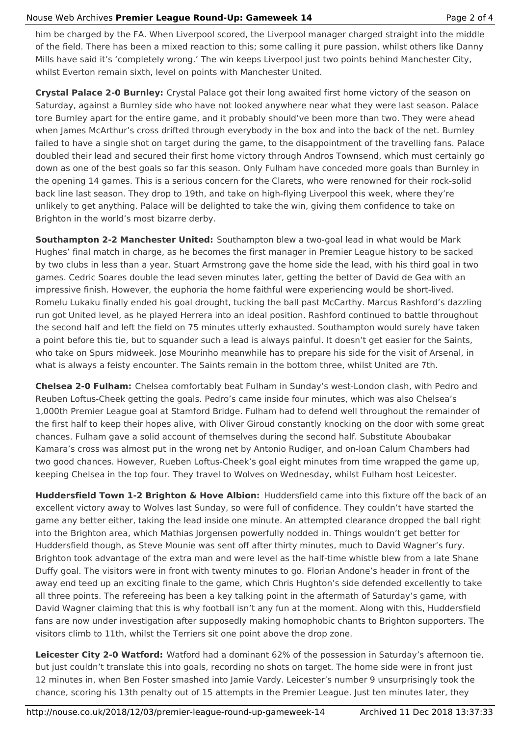him be charged by the FA. When Liverpool scored, the Liverpool manager charged straight into the middle of the field. There has been a mixed reaction to this; some calling it pure passion, whilst others like Danny Mills have said it's 'completely wrong.' The win keeps Liverpool just two points behind Manchester City, whilst Everton remain sixth, level on points with Manchester United.

**Crystal Palace 2-0 Burnley:** Crystal Palace got their long awaited first home victory of the season on Saturday, against a Burnley side who have not looked anywhere near what they were last season. Palace tore Burnley apart for the entire game, and it probably should've been more than two. They were ahead when James McArthur's cross drifted through everybody in the box and into the back of the net. Burnley failed to have a single shot on target during the game, to the disappointment of the travelling fans. Palace doubled their lead and secured their first home victory through Andros Townsend, which must certainly go down as one of the best goals so far this season. Only Fulham have conceded more goals than Burnley in the opening 14 games. This is a serious concern for the Clarets, who were renowned for their rock-solid back line last season. They drop to 19th, and take on high-flying Liverpool this week, where they're unlikely to get anything. Palace will be delighted to take the win, giving them confidence to take on Brighton in the world's most bizarre derby.

**Southampton 2-2 Manchester United:** Southampton blew a two-goal lead in what would be Mark Hughes' final match in charge, as he becomes the first manager in Premier League history to be sacked by two clubs in less than a year. Stuart Armstrong gave the home side the lead, with his third goal in two games. Cedric Soares double the lead seven minutes later, getting the better of David de Gea with an impressive finish. However, the euphoria the home faithful were experiencing would be short-lived. Romelu Lukaku finally ended his goal drought, tucking the ball past McCarthy. Marcus Rashford's dazzling run got United level, as he played Herrera into an ideal position. Rashford continued to battle throughout the second half and left the field on 75 minutes utterly exhausted. Southampton would surely have taken a point before this tie, but to squander such a lead is always painful. It doesn't get easier for the Saints, who take on Spurs midweek. Jose Mourinho meanwhile has to prepare his side for the visit of Arsenal, in what is always a feisty encounter. The Saints remain in the bottom three, whilst United are 7th.

**Chelsea 2-0 Fulham:** Chelsea comfortably beat Fulham in Sunday's west-London clash, with Pedro and Reuben Loftus-Cheek getting the goals. Pedro's came inside four minutes, which was also Chelsea's 1,000th Premier League goal at Stamford Bridge. Fulham had to defend well throughout the remainder of the first half to keep their hopes alive, with Oliver Giroud constantly knocking on the door with some great chances. Fulham gave a solid account of themselves during the second half. Substitute Aboubakar Kamara's cross was almost put in the wrong net by Antonio Rudiger, and on-loan Calum Chambers had two good chances. However, Rueben Loftus-Cheek's goal eight minutes from time wrapped the game up, keeping Chelsea in the top four. They travel to Wolves on Wednesday, whilst Fulham host Leicester.

**Huddersfield Town 1-2 Brighton & Hove Albion:** Huddersfield came into this fixture off the back of an excellent victory away to Wolves last Sunday, so were full of confidence. They couldn't have started the game any better either, taking the lead inside one minute. An attempted clearance dropped the ball right into the Brighton area, which Mathias Jorgensen powerfully nodded in. Things wouldn't get better for Huddersfield though, as Steve Mounie was sent off after thirty minutes, much to David Wagner's fury. Brighton took advantage of the extra man and were level as the half-time whistle blew from a late Shane Duffy goal. The visitors were in front with twenty minutes to go. Florian Andone's header in front of the away end teed up an exciting finale to the game, which Chris Hughton's side defended excellently to take all three points. The refereeing has been a key talking point in the aftermath of Saturday's game, with David Wagner claiming that this is why football isn't any fun at the moment. Along with this, Huddersfield fans are now under investigation after supposedly making homophobic chants to Brighton supporters. The visitors climb to 11th, whilst the Terriers sit one point above the drop zone.

**Leicester City 2-0 Watford:** Watford had a dominant 62% of the possession in Saturday's afternoon tie, but just couldn't translate this into goals, recording no shots on target. The home side were in front just 12 minutes in, when Ben Foster smashed into Jamie Vardy. Leicester's number 9 unsurprisingly took the chance, scoring his 13th penalty out of 15 attempts in the Premier League. Just ten minutes later, they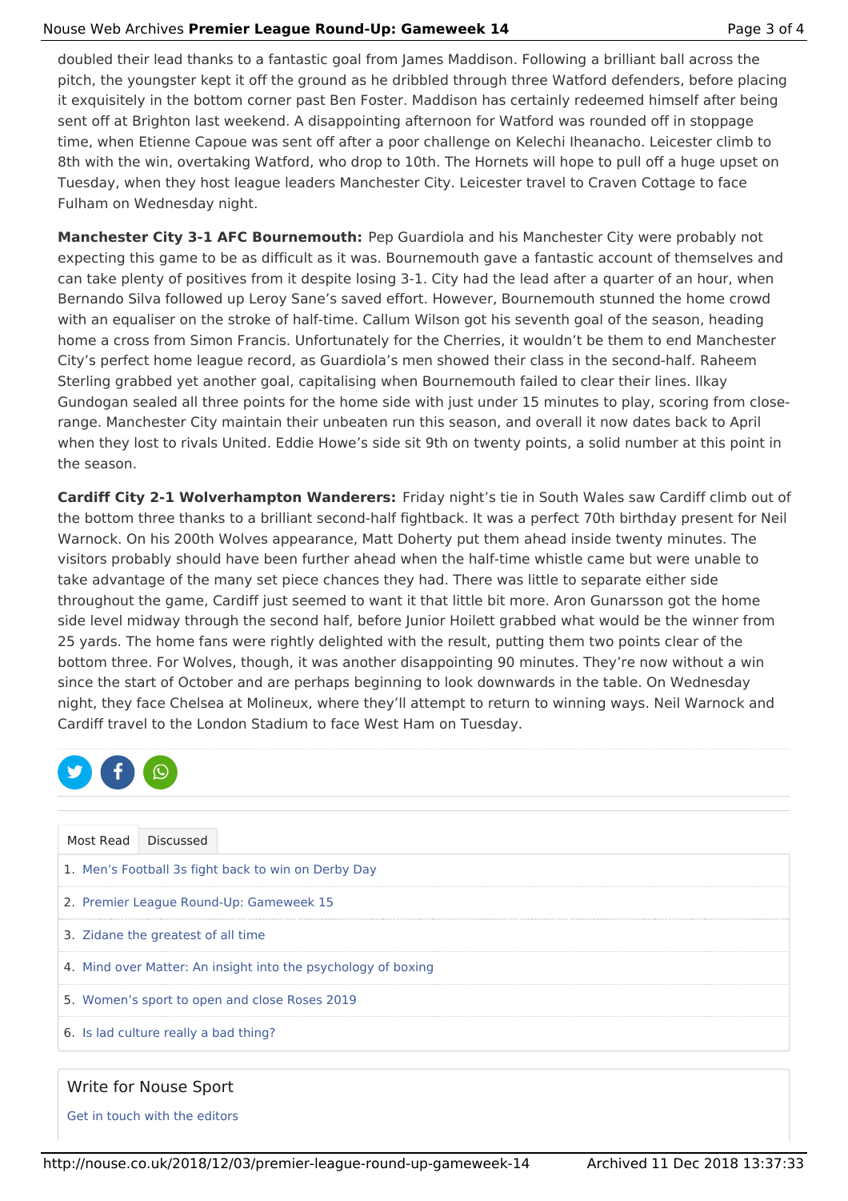doubled their lead thanks to a fantastic goal from James Maddison. Following a brilliant ball across the pitch, the youngster kept it off the ground as he dribbled through three Watford defenders, before placing it exquisitely in the bottom corner past Ben Foster. Maddison has certainly redeemed himself after being sent off at Brighton last weekend. A disappointing afternoon for Watford was rounded off in stoppage time, when Etienne Capoue was sent off after a poor challenge on Kelechi Iheanacho. Leicester climb to 8th with the win, overtaking Watford, who drop to 10th. The Hornets will hope to pull off a huge upset on Tuesday, when they host league leaders Manchester City. Leicester travel to Craven Cottage to face Fulham on Wednesday night.

**Manchester City 3-1 AFC Bournemouth:** Pep Guardiola and his Manchester City were probably not expecting this game to be as difficult as it was. Bournemouth gave a fantastic account of themselves and can take plenty of positives from it despite losing 3-1. City had the lead after a quarter of an hour, when Bernando Silva followed up Leroy Sane's saved effort. However, Bournemouth stunned the home crowd with an equaliser on the stroke of half-time. Callum Wilson got his seventh goal of the season, heading home a cross from Simon Francis. Unfortunately for the Cherries, it wouldn't be them to end Manchester City's perfect home league record, as Guardiola's men showed their class in the second-half. Raheem Sterling grabbed yet another goal, capitalising when Bournemouth failed to clear their lines. Ilkay Gundogan sealed all three points for the home side with just under 15 minutes to play, scoring from close-range. Manchester City maintain their unbeaten run this season, and overall it now dates back to April when they lost to rivals United. Eddie Howe's side sit 9th on twenty points, a solid number at this point in the season.

**Cardiff City 2-1 Wolverhampton Wanderers:** Friday night's tie in South Wales saw Cardiff climb out of the bottom three thanks to a brilliant second-half fightback. It was a perfect 70th birthday present for Neil Warnock. On his 200th Wolves appearance, Matt Doherty put them ahead inside twenty minutes. The visitors probably should have been further ahead when the half-time whistle came but were unable to take advantage of the many set piece chances they had. There was little to separate either side throughout the game, Cardiff just seemed to want it that little bit more. Aron Gunarsson got the home side level midway through the second half, before Junior Hoilett grabbed what would be the winner from 25 yards. The home fans were rightly delighted with the result, putting them two points clear of the bottom three. For Wolves, though, it was another disappointing 90 minutes. They're now without a win since the start of October and are perhaps beginning to look downwards in the table. On Wednesday night, they face Chelsea at Molineux, where they'll attempt to return to winning ways. Neil Warnock and Cardiff travel to the London Stadium to face West Ham on Tuesday.

Most Read | Discussed

1. Men's Football 3s fight back to win on Derby Day
2. Premier League Round-Up: Gameweek 15
3. Zidane the greatest of all time
4. Mind over Matter: An insight into the psychology of boxing
5. Women's sport to open and close Roses 2019
6. Is lad culture really a bad thing?

Write for Nouse Sport

Get in touch with the editors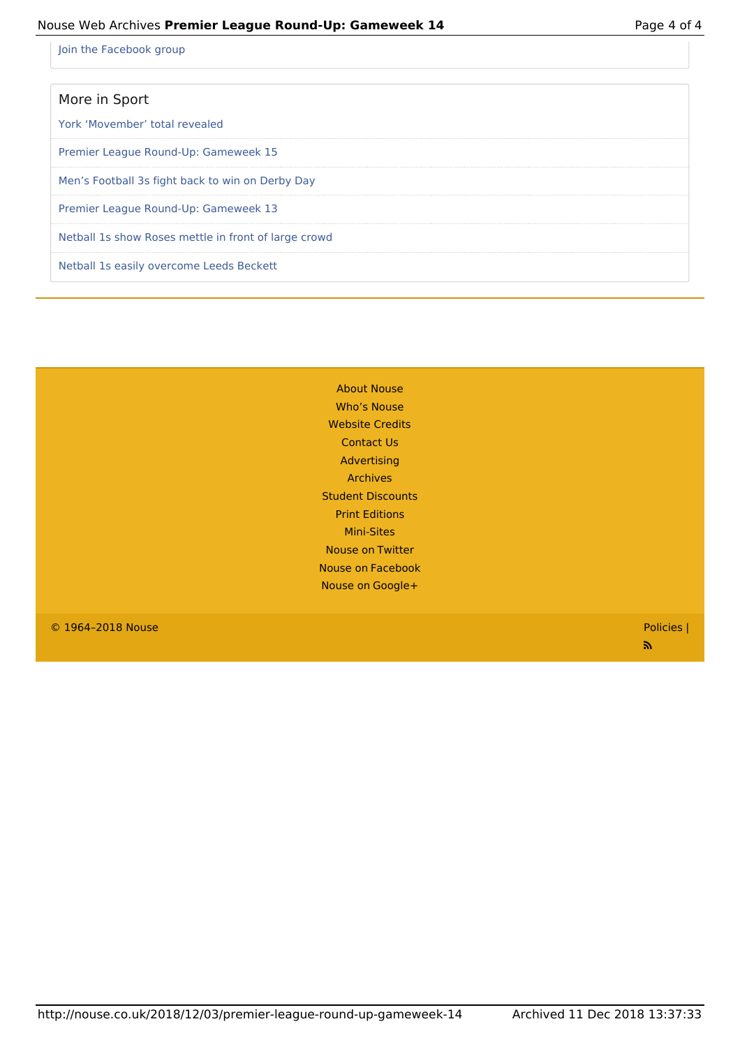Join the Facebook group

## More in Sport

- York ‘Movember’ total revealed
- Premier League Round-Up: Gameweek 15
- Men’s Football 3s fight back to win on Derby Day
- Premier League Round-Up: Gameweek 13
- Netball 1s show Roses mettle in front of large crowd
- Netball 1s easily overcome Leeds Beckett

About Nouse
Who’s Nouse
Website Credits
Contact Us
Advertising
Archives
Student Discounts
Print Editions
Mini-Sites
Nouse on Twitter
Nouse on Facebook
Nouse on Google+

© 1964–2018 Nouse

Policies |